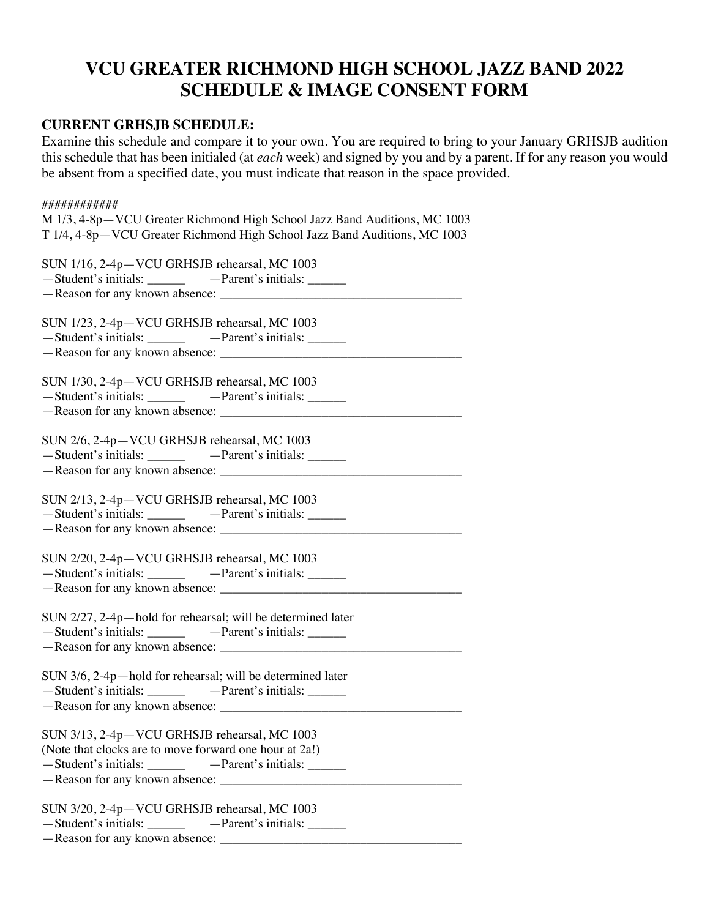# VCU GREATER RICHMOND HIGH SCHOOL JAZZ BAND 2022 SCHEDULE & IMAGE CONSENT FORM

**CURRENT GRHSJB SCHEDULE:**

Examine this schedule and compare it to your own. You are required to bring to your January GRHSJB audition this schedule that has been initialed (at *each* week) and signed by you and by a parent. If for any reason you would be absent from a specified date, you must indicate that reason in the space provided.

############

M 1/3, 4-8p—VCU Greater Richmond High School Jazz Band Auditions, MC 1003
T 1/4, 4-8p—VCU Greater Richmond High School Jazz Band Auditions, MC 1003

SUN 1/16, 2-4p—VCU GRHSJB rehearsal, MC 1003
—Student's initials: ______ —Parent's initials: ______
—Reason for any known absence: ______________________________________

SUN 1/23, 2-4p—VCU GRHSJB rehearsal, MC 1003
—Student's initials: ______ —Parent's initials: ______
—Reason for any known absence: ______________________________________

SUN 1/30, 2-4p—VCU GRHSJB rehearsal, MC 1003
—Student's initials: ______ —Parent's initials: ______
—Reason for any known absence: ______________________________________

SUN 2/6, 2-4p—VCU GRHSJB rehearsal, MC 1003
—Student's initials: ______ —Parent's initials: ______
—Reason for any known absence: ______________________________________

SUN 2/13, 2-4p—VCU GRHSJB rehearsal, MC 1003
—Student's initials: ______ —Parent's initials: ______
—Reason for any known absence: ______________________________________

SUN 2/20, 2-4p—VCU GRHSJB rehearsal, MC 1003
—Student's initials: ______ —Parent's initials: ______
—Reason for any known absence: ______________________________________

SUN 2/27, 2-4p—hold for rehearsal; will be determined later
—Student's initials: ______ —Parent's initials: ______
—Reason for any known absence: ______________________________________

SUN 3/6, 2-4p—hold for rehearsal; will be determined later
—Student's initials: ______ —Parent's initials: ______
—Reason for any known absence: ______________________________________

SUN 3/13, 2-4p—VCU GRHSJB rehearsal, MC 1003
(Note that clocks are to move forward one hour at 2a!)
—Student's initials: ______ —Parent's initials: ______
—Reason for any known absence: ______________________________________

SUN 3/20, 2-4p—VCU GRHSJB rehearsal, MC 1003
—Student's initials: ______ —Parent's initials: ______
—Reason for any known absence: ______________________________________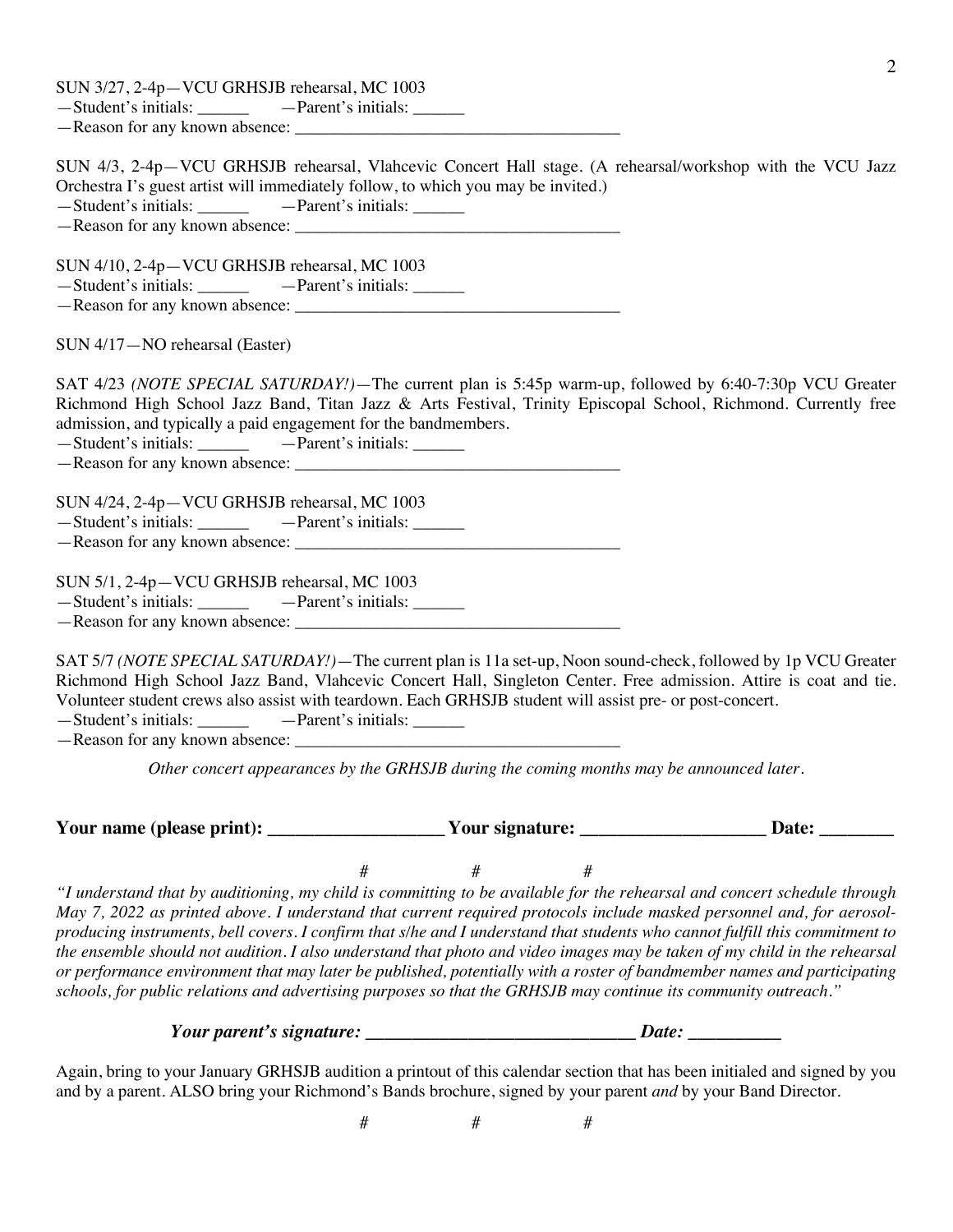SUN 3/27, 2-4p—VCU GRHSJB rehearsal, MC 1003
—Student's initials: ______ —Parent's initials: ______
—Reason for any known absence: ________________________________________

SUN 4/3, 2-4p—VCU GRHSJB rehearsal, Vlahcevic Concert Hall stage. (A rehearsal/workshop with the VCU Jazz Orchestra I's guest artist will immediately follow, to which you may be invited.)
—Student's initials: ______ —Parent's initials: ______
—Reason for any known absence: ________________________________________

SUN 4/10, 2-4p—VCU GRHSJB rehearsal, MC 1003
—Student's initials: ______ —Parent's initials: ______
—Reason for any known absence: ________________________________________

SUN 4/17—NO rehearsal (Easter)

SAT 4/23 *(NOTE SPECIAL SATURDAY!)*—The current plan is 5:45p warm-up, followed by 6:40-7:30p VCU Greater Richmond High School Jazz Band, Titan Jazz & Arts Festival, Trinity Episcopal School, Richmond. Currently free admission, and typically a paid engagement for the bandmembers.
—Student's initials: ______ —Parent's initials: ______
—Reason for any known absence: ________________________________________

SUN 4/24, 2-4p—VCU GRHSJB rehearsal, MC 1003
—Student's initials: ______ —Parent's initials: ______
—Reason for any known absence: ________________________________________

SUN 5/1, 2-4p—VCU GRHSJB rehearsal, MC 1003
—Student's initials: ______ —Parent's initials: ______
—Reason for any known absence: ________________________________________

SAT 5/7 *(NOTE SPECIAL SATURDAY!)*—The current plan is 11a set-up, Noon sound-check, followed by 1p VCU Greater Richmond High School Jazz Band, Vlahcevic Concert Hall, Singleton Center. Free admission. Attire is coat and tie. Volunteer student crews also assist with teardown. Each GRHSJB student will assist pre- or post-concert.
—Student's initials: ______ —Parent's initials: ______
—Reason for any known absence: ________________________________________

*Other concert appearances by the GRHSJB during the coming months may be announced later.*

**Your name (please print): ___________________ Your signature: ____________________ Date: ________**

# # #

*"I understand that by auditioning, my child is committing to be available for the rehearsal and concert schedule through May 7, 2022 as printed above. I understand that current required protocols include masked personnel and, for aerosol-producing instruments, bell covers. I confirm that s/he and I understand that students who cannot fulfill this commitment to the ensemble should not audition. I also understand that photo and video images may be taken of my child in the rehearsal or performance environment that may later be published, potentially with a roster of bandmember names and participating schools, for public relations and advertising purposes so that the GRHSJB may continue its community outreach."*

***Your parent's signature: ______________________________ Date: __________***

Again, bring to your January GRHSJB audition a printout of this calendar section that has been initialed and signed by you and by a parent. ALSO bring your Richmond's Bands brochure, signed by your parent *and* by your Band Director.

# # #